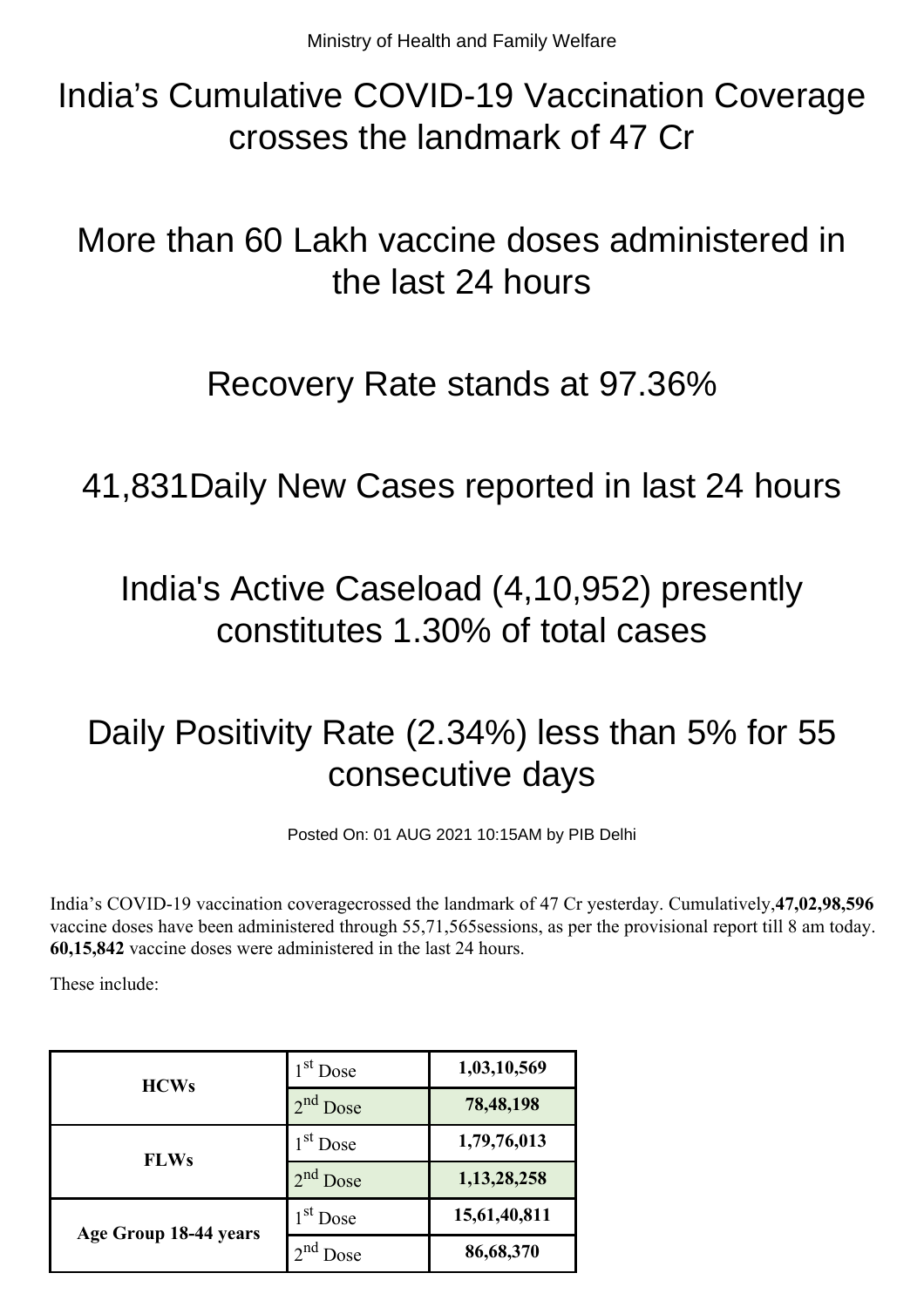Ministry of Health and Family Welfare

# India's Cumulative COVID-19 Vaccination Coverage crosses the landmark of 47 Cr

# More than 60 Lakh vaccine doses administered in the last 24 hours

# Recovery Rate stands at 97.36%

# 41,831Daily New Cases reported in last 24 hours

# India's Active Caseload (4,10,952) presently constitutes 1.30% of total cases

# Daily Positivity Rate (2.34%) less than 5% for 55 consecutive days

Posted On: 01 AUG 2021 10:15AM by PIB Delhi

India's COVID-19 vaccination coveragecrossed the landmark of 47 Cr yesterday. Cumulatively,**47,02,98,596** vaccine doses have been administered through 55,71,565sessions, as per the provisional report till 8 am today. **60,15,842** vaccine doses were administered in the last 24 hours.

These include:

| | | |
|---|---|---|
| **HCWs** | 1st Dose | **1,03,10,569** |
| | 2nd Dose | **78,48,198** |
| **FLWs** | 1st Dose | **1,79,76,013** |
| | 2nd Dose | **1,13,28,258** |
| **Age Group 18-44 years** | 1st Dose | **15,61,40,811** |
| | 2nd Dose | **86,68,370** |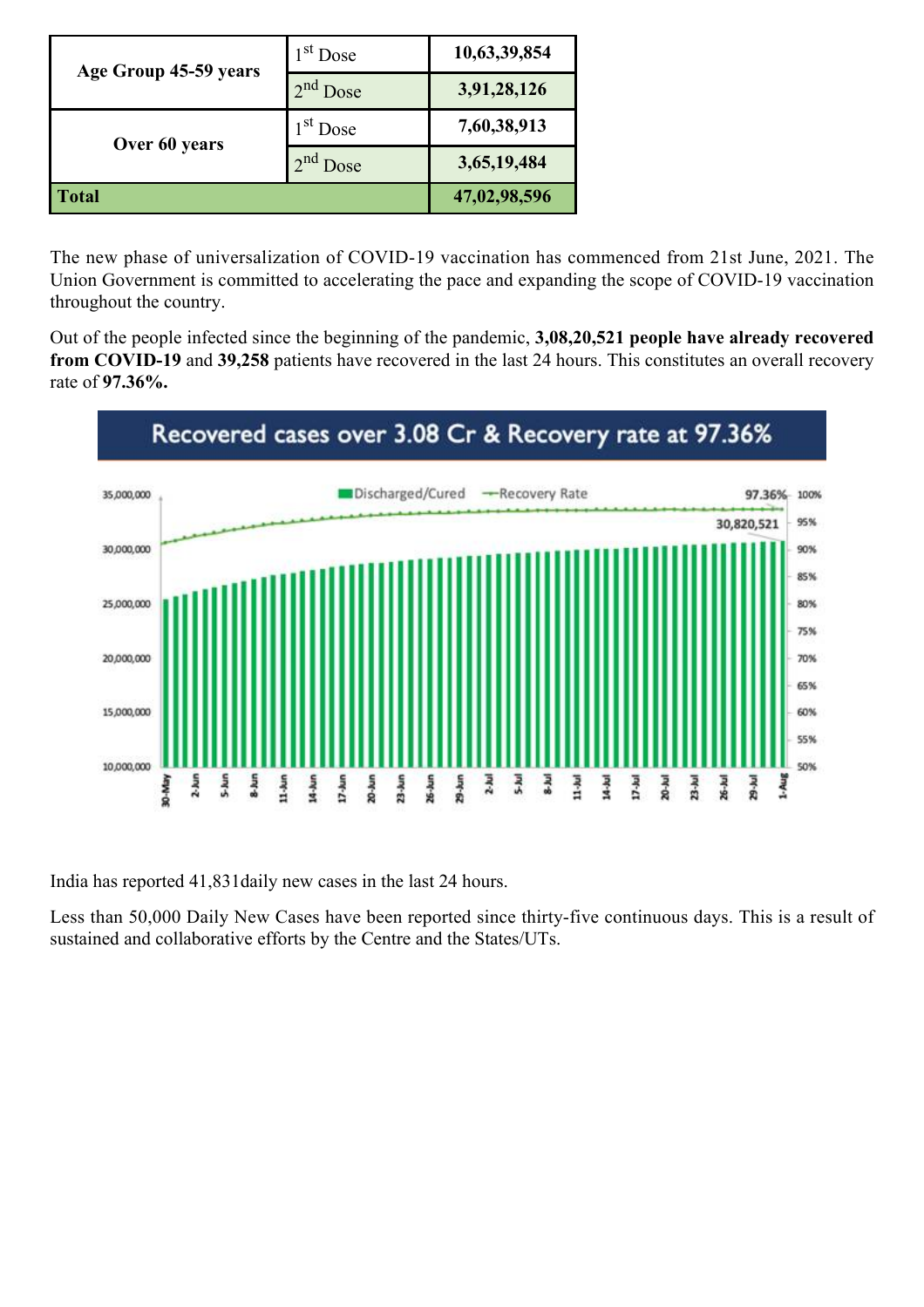| Age Group 45-59 years | 1st Dose | 10,63,39,854 |
| --- | --- | --- |
| | 2nd Dose | 3,91,28,126 |
| Over 60 years | 1st Dose | 7,60,38,913 |
| | 2nd Dose | 3,65,19,484 |
| **Total** | | **47,02,98,596** |

The new phase of universalization of COVID-19 vaccination has commenced from 21st June, 2021. The Union Government is committed to accelerating the pace and expanding the scope of COVID-19 vaccination throughout the country.

Out of the people infected since the beginning of the pandemic, **3,08,20,521 people have already recovered from COVID-19** and **39,258** patients have recovered in the last 24 hours. This constitutes an overall recovery rate of **97.36%.**

India has reported 41,831daily new cases in the last 24 hours.

Less than 50,000 Daily New Cases have been reported since thirty-five continuous days. This is a result of sustained and collaborative efforts by the Centre and the States/UTs.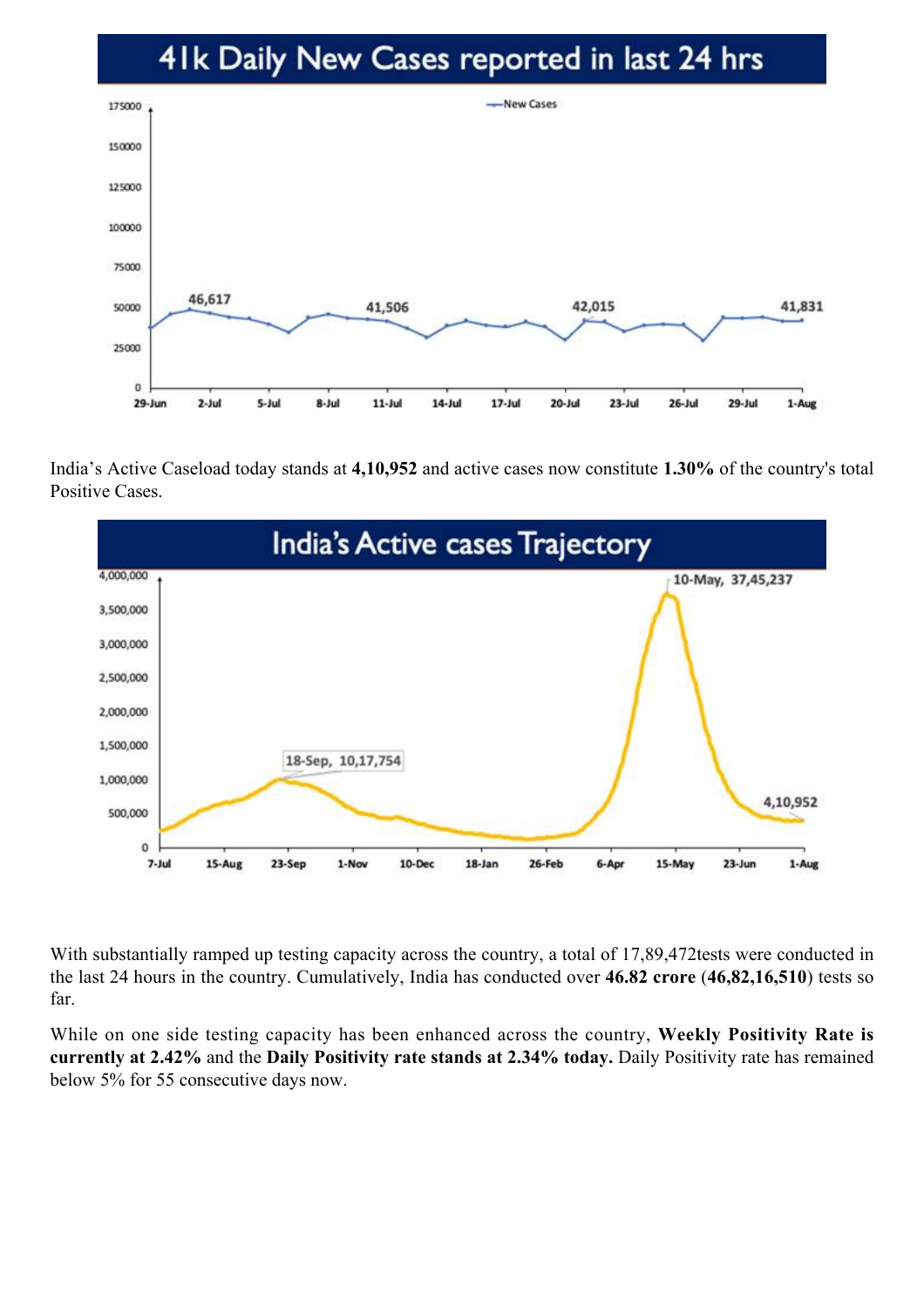## 41k Daily New Cases reported in last 24 hrs

India's Active Caseload today stands at **4,10,952** and active cases now constitute **1.30%** of the country's total Positive Cases.

## India's Active cases Trajectory

With substantially ramped up testing capacity across the country, a total of 17,89,472tests were conducted in the last 24 hours in the country. Cumulatively, India has conducted over **46.82 crore** (**46,82,16,510**) tests so far.

While on one side testing capacity has been enhanced across the country, **Weekly Positivity Rate is currently at 2.42%** and the **Daily Positivity rate stands at 2.34% today.** Daily Positivity rate has remained below 5% for 55 consecutive days now.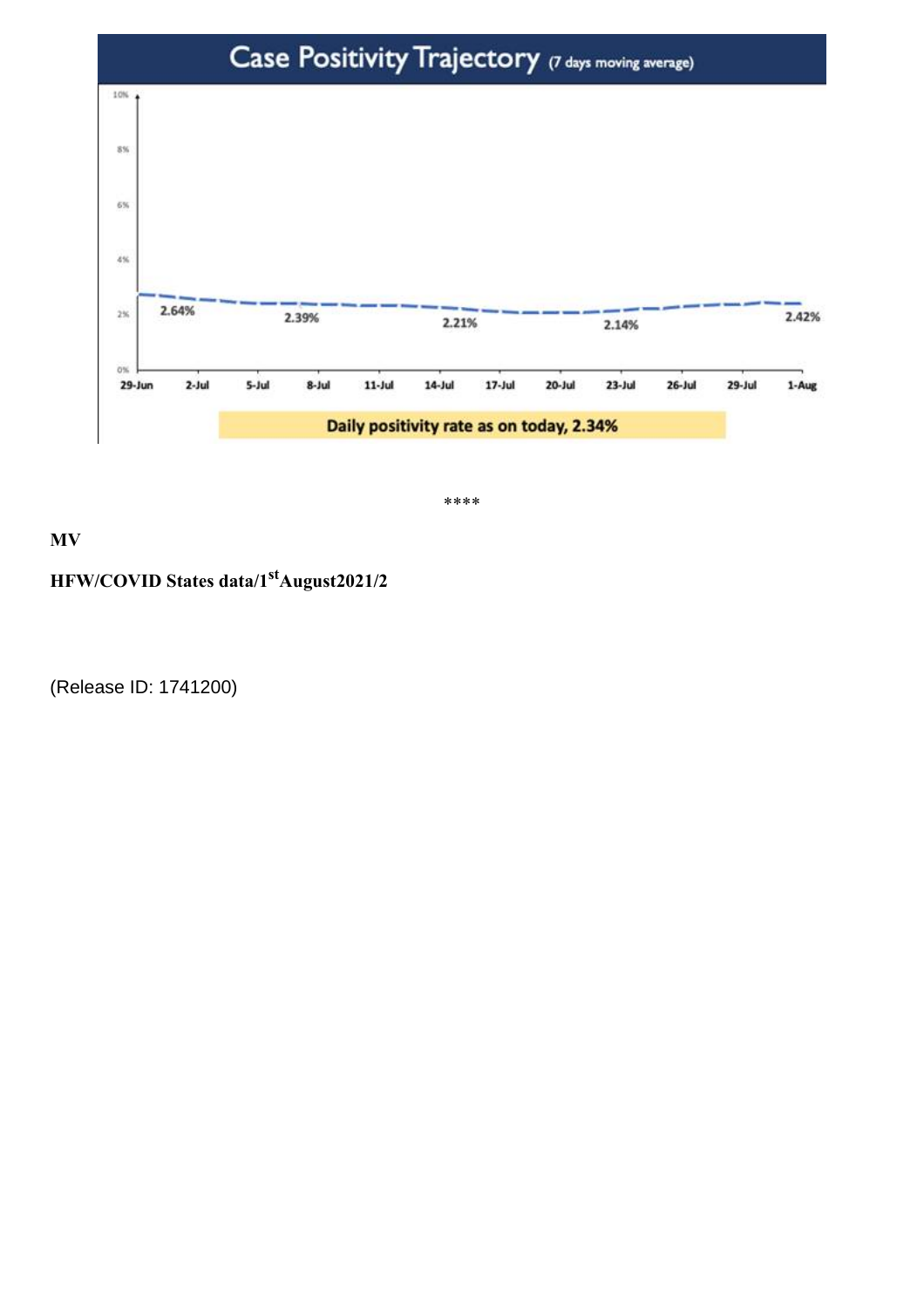Case Positivity Trajectory (7 days moving average)

10%
8%
6%
4%
2%
0%

2.64%
2.39%
2.21%
2.14%
2.42%

29-Jun 2-Jul 5-Jul 8-Jul 11-Jul 14-Jul 17-Jul 20-Jul 23-Jul 26-Jul 29-Jul 1-Aug

Daily positivity rate as on today, 2.34%

****

**MV**

**HFW/COVID States data/1st August2021/2**

(Release ID: 1741200)